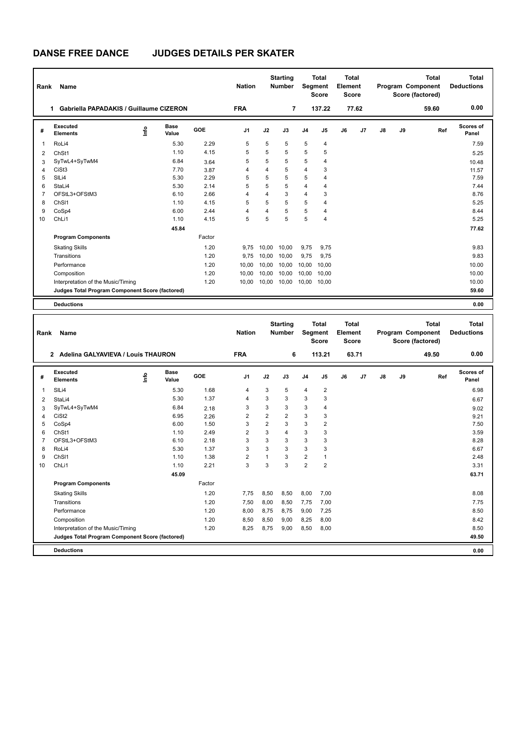# DANSE FREE DANCE JUDGES DETAILS PER SKATER

| Rank | Name | Nation | Starting Number | Total Segment Score | Total Element Score | Total Program Component Score (factored) | Total Deductions |
|---|---|---|---|---|---|---|---|
| 1 | Gabriella PAPADAKIS / Guillaume CIZERON | FRA | 7 | 137.22 | 77.62 | 59.60 | 0.00 |

| # | Executed Elements | Info | Base Value | GOE | J1 | J2 | J3 | J4 | J5 | J6 | J7 | J8 | J9 | Ref | Scores of Panel |
|---|---|---|---|---|---|---|---|---|---|---|---|---|---|---|---|
| 1 | RoLi4 | | 5.30 | 2.29 | 5 | 5 | 5 | 5 | 4 | | | | | | 7.59 |
| 2 | ChSt1 | | 1.10 | 4.15 | 5 | 5 | 5 | 5 | 5 | | | | | | 5.25 |
| 3 | SyTwL4+SyTwM4 | | 6.84 | 3.64 | 5 | 5 | 5 | 5 | 4 | | | | | | 10.48 |
| 4 | CiSt3 | | 7.70 | 3.87 | 4 | 4 | 5 | 4 | 3 | | | | | | 11.57 |
| 5 | SlLi4 | | 5.30 | 2.29 | 5 | 5 | 5 | 5 | 4 | | | | | | 7.59 |
| 6 | StaLi4 | | 5.30 | 2.14 | 5 | 5 | 5 | 4 | 4 | | | | | | 7.44 |
| 7 | OFStL3+OFStM3 | | 6.10 | 2.66 | 4 | 4 | 3 | 4 | 3 | | | | | | 8.76 |
| 8 | ChSl1 | | 1.10 | 4.15 | 5 | 5 | 5 | 5 | 4 | | | | | | 5.25 |
| 9 | CoSp4 | | 6.00 | 2.44 | 4 | 4 | 5 | 5 | 4 | | | | | | 8.44 |
| 10 | ChLi1 | | 1.10 | 4.15 | 5 | 5 | 5 | 5 | 4 | | | | | | 5.25 |
| | | | 45.84 | | | | | | | | | | | | 77.62 |
| | **Program Components** | | | Factor | | | | | | | | | | | |
| | Skating Skills | | | 1.20 | 9,75 | 10,00 | 10,00 | 9,75 | 9,75 | | | | | | 9.83 |
| | Transitions | | | 1.20 | 9,75 | 10,00 | 10,00 | 9,75 | 9,75 | | | | | | 9.83 |
| | Performance | | | 1.20 | 10,00 | 10,00 | 10,00 | 10,00 | 10,00 | | | | | | 10.00 |
| | Composition | | | 1.20 | 10,00 | 10,00 | 10,00 | 10,00 | 10,00 | | | | | | 10.00 |
| | Interpretation of the Music/Timing | | | 1.20 | 10,00 | 10,00 | 10,00 | 10,00 | 10,00 | | | | | | 10.00 |
| | **Judges Total Program Component Score (factored)** | | | | | | | | | | | | | | 59.60 |
| | **Deductions** | | | | | | | | | | | | | | 0.00 |

| Rank | Name | Nation | Starting Number | Total Segment Score | Total Element Score | Total Program Component Score (factored) | Total Deductions |
|---|---|---|---|---|---|---|---|
| 2 | Adelina GALYAVIEVA / Louis THAURON | FRA | 6 | 113.21 | 63.71 | 49.50 | 0.00 |

| # | Executed Elements | Info | Base Value | GOE | J1 | J2 | J3 | J4 | J5 | J6 | J7 | J8 | J9 | Ref | Scores of Panel |
|---|---|---|---|---|---|---|---|---|---|---|---|---|---|---|---|
| 1 | SlLi4 | | 5.30 | 1.68 | 4 | 3 | 5 | 4 | 2 | | | | | | 6.98 |
| 2 | StaLi4 | | 5.30 | 1.37 | 4 | 3 | 3 | 3 | 3 | | | | | | 6.67 |
| 3 | SyTwL4+SyTwM4 | | 6.84 | 2.18 | 3 | 3 | 3 | 3 | 4 | | | | | | 9.02 |
| 4 | CiSt2 | | 6.95 | 2.26 | 2 | 2 | 2 | 3 | 3 | | | | | | 9.21 |
| 5 | CoSp4 | | 6.00 | 1.50 | 3 | 2 | 3 | 3 | 2 | | | | | | 7.50 |
| 6 | ChSt1 | | 1.10 | 2.49 | 2 | 3 | 4 | 3 | 3 | | | | | | 3.59 |
| 7 | OFStL3+OFStM3 | | 6.10 | 2.18 | 3 | 3 | 3 | 3 | 3 | | | | | | 8.28 |
| 8 | RoLi4 | | 5.30 | 1.37 | 3 | 3 | 3 | 3 | 3 | | | | | | 6.67 |
| 9 | ChSl1 | | 1.10 | 1.38 | 2 | 1 | 3 | 2 | 1 | | | | | | 2.48 |
| 10 | ChLi1 | | 1.10 | 2.21 | 3 | 3 | 3 | 2 | 2 | | | | | | 3.31 |
| | | | 45.09 | | | | | | | | | | | | 63.71 |
| | **Program Components** | | | Factor | | | | | | | | | | | |
| | Skating Skills | | | 1.20 | 7,75 | 8,50 | 8,50 | 8,00 | 7,00 | | | | | | 8.08 |
| | Transitions | | | 1.20 | 7,50 | 8,00 | 8,50 | 7,75 | 7,00 | | | | | | 7.75 |
| | Performance | | | 1.20 | 8,00 | 8,75 | 8,75 | 9,00 | 7,25 | | | | | | 8.50 |
| | Composition | | | 1.20 | 8,50 | 8,50 | 9,00 | 8,25 | 8,00 | | | | | | 8.42 |
| | Interpretation of the Music/Timing | | | 1.20 | 8,25 | 8,75 | 9,00 | 8,50 | 8,00 | | | | | | 8.50 |
| | **Judges Total Program Component Score (factored)** | | | | | | | | | | | | | | 49.50 |
| | **Deductions** | | | | | | | | | | | | | | 0.00 |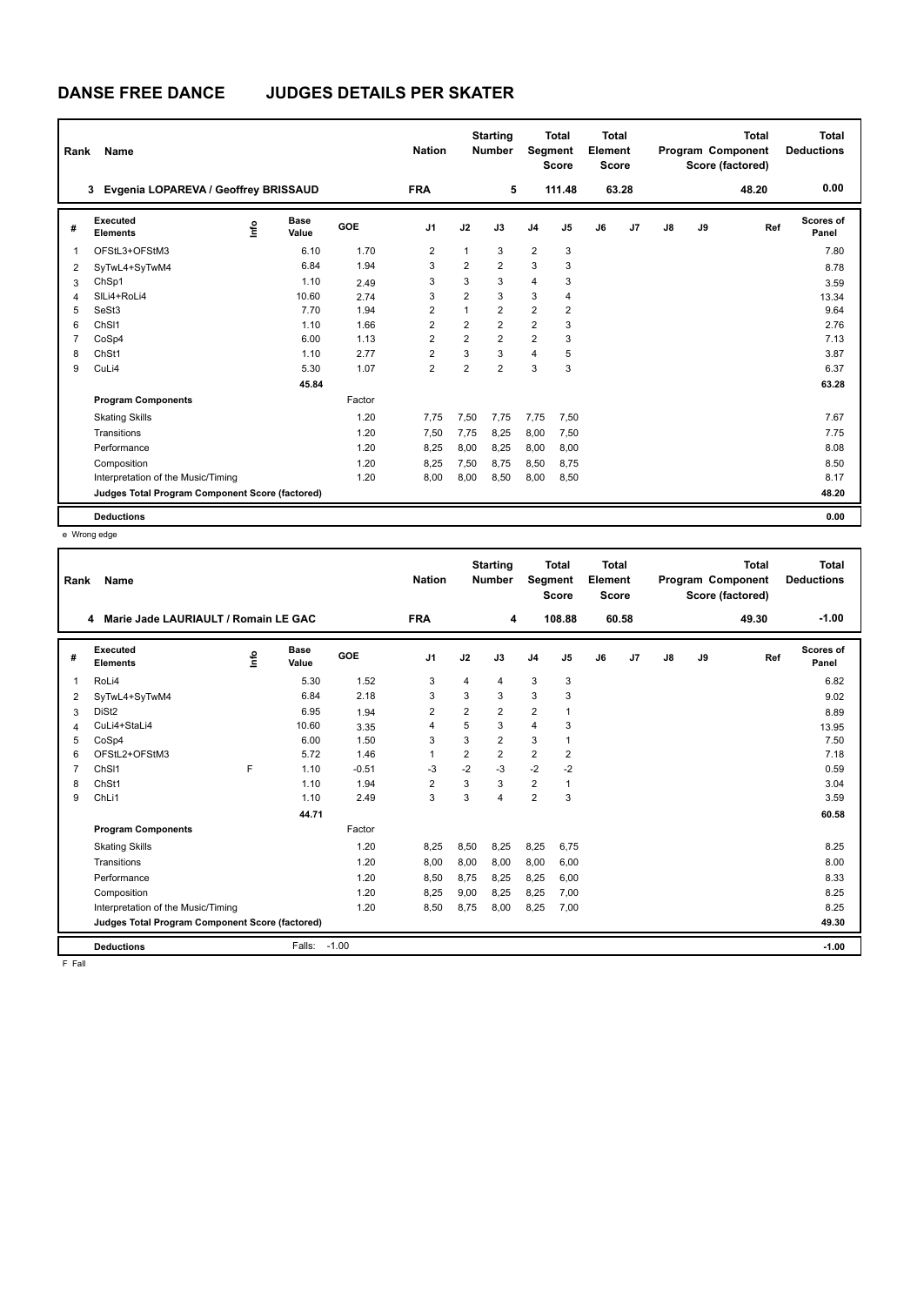# DANSE FREE DANCE JUDGES DETAILS PER SKATER

| Rank | Name | | | | Nation | | Starting Number | | Total Segment Score | Total Element Score | | | | Total Program Component Score (factored) | | Total Deductions |
|---|---|---|---|---|---|---|---|---|---|---|---|---|---|---|---|---|
| 3 | Evgenia LOPAREVA / Geoffrey BRISSAUD | | | | FRA | | 5 | | 111.48 | 63.28 | | | | 48.20 | | 0.00 |

| # | Executed Elements | Info | Base Value | GOE | J1 | J2 | J3 | J4 | J5 | J6 | J7 | J8 | J9 | Ref | Scores of Panel |
|---|---|---|---|---|---|---|---|---|---|---|---|---|---|---|---|
| 1 | OFStL3+OFStM3 | | 6.10 | 1.70 | 2 | 1 | 3 | 2 | 3 | | | | | | 7.80 |
| 2 | SyTwL4+SyTwM4 | | 6.84 | 1.94 | 3 | 2 | 2 | 3 | 3 | | | | | | 8.78 |
| 3 | ChSp1 | | 1.10 | 2.49 | 3 | 3 | 3 | 4 | 3 | | | | | | 3.59 |
| 4 | SlLi4+RoLi4 | | 10.60 | 2.74 | 3 | 2 | 3 | 3 | 4 | | | | | | 13.34 |
| 5 | SeSt3 | | 7.70 | 1.94 | 2 | 1 | 2 | 2 | 2 | | | | | | 9.64 |
| 6 | ChSl1 | | 1.10 | 1.66 | 2 | 2 | 2 | 2 | 3 | | | | | | 2.76 |
| 7 | CoSp4 | | 6.00 | 1.13 | 2 | 2 | 2 | 2 | 3 | | | | | | 7.13 |
| 8 | ChSt1 | | 1.10 | 2.77 | 2 | 3 | 3 | 4 | 5 | | | | | | 3.87 |
| 9 | CuLi4 | | 5.30 | 1.07 | 2 | 2 | 2 | 3 | 3 | | | | | | 6.37 |
| | | | 45.84 | | | | | | | | | | | | 63.28 |
| | **Program Components** | | | Factor | | | | | | | | | | | |
| | Skating Skills | | | 1.20 | 7,75 | 7,50 | 7,75 | 7,75 | 7,50 | | | | | | 7.67 |
| | Transitions | | | 1.20 | 7,50 | 7,75 | 8,25 | 8,00 | 7,50 | | | | | | 7.75 |
| | Performance | | | 1.20 | 8,25 | 8,00 | 8,25 | 8,00 | 8,00 | | | | | | 8.08 |
| | Composition | | | 1.20 | 8,25 | 7,50 | 8,75 | 8,50 | 8,75 | | | | | | 8.50 |
| | Interpretation of the Music/Timing | | | 1.20 | 8,00 | 8,00 | 8,50 | 8,00 | 8,50 | | | | | | 8.17 |
| | **Judges Total Program Component Score (factored)** | | | | | | | | | | | | | | 48.20 |
| | **Deductions** | | | | | | | | | | | | | | 0.00 |

e Wrong edge

| Rank | Name | | | | Nation | | Starting Number | | Total Segment Score | Total Element Score | | | | Total Program Component Score (factored) | | Total Deductions |
|---|---|---|---|---|---|---|---|---|---|---|---|---|---|---|---|---|
| 4 | Marie Jade LAURIAULT / Romain LE GAC | | | | FRA | | 4 | | 108.88 | 60.58 | | | | 49.30 | | -1.00 |

| # | Executed Elements | Info | Base Value | GOE | J1 | J2 | J3 | J4 | J5 | J6 | J7 | J8 | J9 | Ref | Scores of Panel |
|---|---|---|---|---|---|---|---|---|---|---|---|---|---|---|---|
| 1 | RoLi4 | | 5.30 | 1.52 | 3 | 4 | 4 | 3 | 3 | | | | | | 6.82 |
| 2 | SyTwL4+SyTwM4 | | 6.84 | 2.18 | 3 | 3 | 3 | 3 | 3 | | | | | | 9.02 |
| 3 | DiSt2 | | 6.95 | 1.94 | 2 | 2 | 2 | 2 | 1 | | | | | | 8.89 |
| 4 | CuLi4+StaLi4 | | 10.60 | 3.35 | 4 | 5 | 3 | 4 | 3 | | | | | | 13.95 |
| 5 | CoSp4 | | 6.00 | 1.50 | 3 | 3 | 2 | 3 | 1 | | | | | | 7.50 |
| 6 | OFStL2+OFStM3 | | 5.72 | 1.46 | 1 | 2 | 2 | 2 | 2 | | | | | | 7.18 |
| 7 | ChSl1 | F | 1.10 | -0.51 | -3 | -2 | -3 | -2 | -2 | | | | | | 0.59 |
| 8 | ChSt1 | | 1.10 | 1.94 | 2 | 3 | 3 | 2 | 1 | | | | | | 3.04 |
| 9 | ChLi1 | | 1.10 | 2.49 | 3 | 3 | 4 | 2 | 3 | | | | | | 3.59 |
| | | | 44.71 | | | | | | | | | | | | 60.58 |
| | **Program Components** | | | Factor | | | | | | | | | | | |
| | Skating Skills | | | 1.20 | 8,25 | 8,50 | 8,25 | 8,25 | 6,75 | | | | | | 8.25 |
| | Transitions | | | 1.20 | 8,00 | 8,00 | 8,00 | 8,00 | 6,00 | | | | | | 8.00 |
| | Performance | | | 1.20 | 8,50 | 8,75 | 8,25 | 8,25 | 6,00 | | | | | | 8.33 |
| | Composition | | | 1.20 | 8,25 | 9,00 | 8,25 | 8,25 | 7,00 | | | | | | 8.25 |
| | Interpretation of the Music/Timing | | | 1.20 | 8,50 | 8,75 | 8,00 | 8,25 | 7,00 | | | | | | 8.25 |
| | **Judges Total Program Component Score (factored)** | | | | | | | | | | | | | | 49.30 |
| | **Deductions** | | Falls: | -1.00 | | | | | | | | | | | -1.00 |

F Fall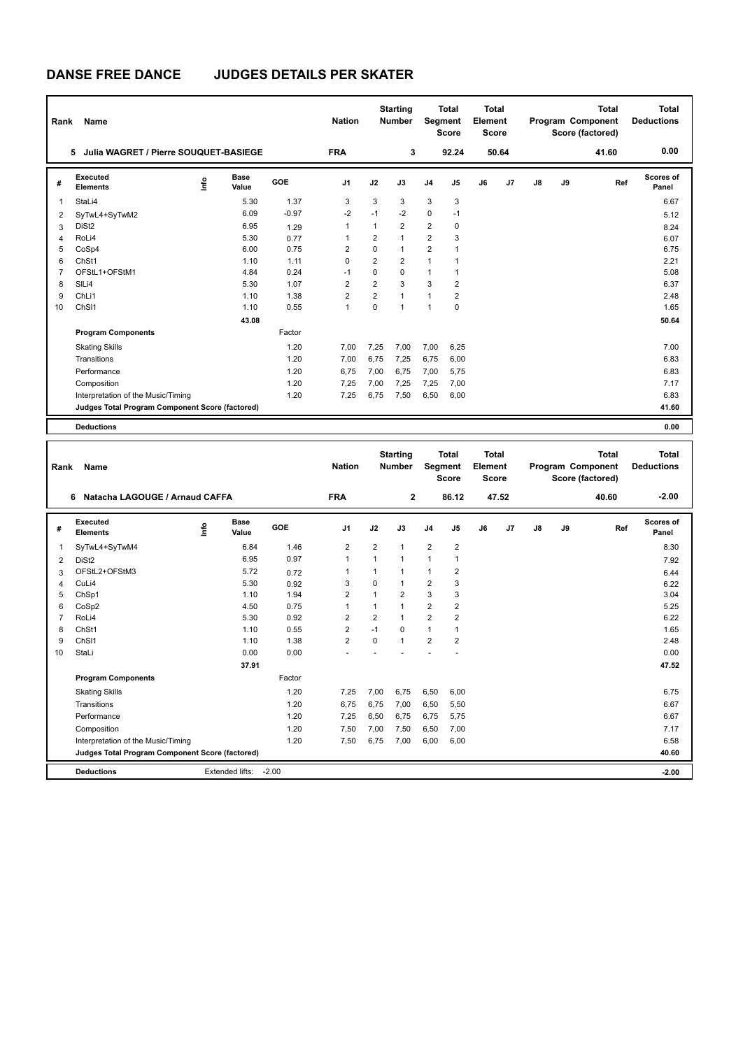# DANSE FREE DANCE JUDGES DETAILS PER SKATER

| Rank | Name | Nation | Starting Number | Total Segment Score | Total Element Score | Total Program Component Score (factored) | Total Deductions |
|---|---|---|---|---|---|---|---|
| 5 | Julia WAGRET / Pierre SOUQUET-BASIEGE | FRA | 3 | 92.24 | 50.64 | 41.60 | 0.00 |

| # | Executed Elements | Info | Base Value | GOE | J1 | J2 | J3 | J4 | J5 | J6 | J7 | J8 | J9 | Ref | Scores of Panel |
|---|---|---|---|---|---|---|---|---|---|---|---|---|---|---|---|
| 1 | StaLi4 | | 5.30 | 1.37 | 3 | 3 | 3 | 3 | 3 | | | | | | 6.67 |
| 2 | SyTwL4+SyTwM2 | | 6.09 | -0.97 | -2 | -1 | -2 | 0 | -1 | | | | | | 5.12 |
| 3 | DiSt2 | | 6.95 | 1.29 | 1 | 1 | 2 | 2 | 0 | | | | | | 8.24 |
| 4 | RoLi4 | | 5.30 | 0.77 | 1 | 2 | 1 | 2 | 3 | | | | | | 6.07 |
| 5 | CoSp4 | | 6.00 | 0.75 | 2 | 0 | 1 | 2 | 1 | | | | | | 6.75 |
| 6 | ChSt1 | | 1.10 | 1.11 | 0 | 2 | 2 | 1 | 1 | | | | | | 2.21 |
| 7 | OFStL1+OFStM1 | | 4.84 | 0.24 | -1 | 0 | 0 | 1 | 1 | | | | | | 5.08 |
| 8 | SlLi4 | | 5.30 | 1.07 | 2 | 2 | 3 | 3 | 2 | | | | | | 6.37 |
| 9 | ChLi1 | | 1.10 | 1.38 | 2 | 2 | 1 | 1 | 2 | | | | | | 2.48 |
| 10 | ChSl1 | | 1.10 | 0.55 | 1 | 0 | 1 | 1 | 0 | | | | | | 1.65 |
| | | | 43.08 | | | | | | | | | | | | 50.64 |
| | **Program Components** | | | Factor | | | | | | | | | | | |
| | Skating Skills | | | 1.20 | 7,00 | 7,25 | 7,00 | 7,00 | 6,25 | | | | | | 7.00 |
| | Transitions | | | 1.20 | 7,00 | 6,75 | 7,25 | 6,75 | 6,00 | | | | | | 6.83 |
| | Performance | | | 1.20 | 6,75 | 7,00 | 6,75 | 7,00 | 5,75 | | | | | | 6.83 |
| | Composition | | | 1.20 | 7,25 | 7,00 | 7,25 | 7,25 | 7,00 | | | | | | 7.17 |
| | Interpretation of the Music/Timing | | | 1.20 | 7,25 | 6,75 | 7,50 | 6,50 | 6,00 | | | | | | 6.83 |
| | **Judges Total Program Component Score (factored)** | | | | | | | | | | | | | | 41.60 |
| | **Deductions** | | | | | | | | | | | | | | 0.00 |

| Rank | Name | Nation | Starting Number | Total Segment Score | Total Element Score | Total Program Component Score (factored) | Total Deductions |
|---|---|---|---|---|---|---|---|
| 6 | Natacha LAGOUGE / Arnaud CAFFA | FRA | 2 | 86.12 | 47.52 | 40.60 | -2.00 |

| # | Executed Elements | Info | Base Value | GOE | J1 | J2 | J3 | J4 | J5 | J6 | J7 | J8 | J9 | Ref | Scores of Panel |
|---|---|---|---|---|---|---|---|---|---|---|---|---|---|---|---|
| 1 | SyTwL4+SyTwM4 | | 6.84 | 1.46 | 2 | 2 | 1 | 2 | 2 | | | | | | 8.30 |
| 2 | DiSt2 | | 6.95 | 0.97 | 1 | 1 | 1 | 1 | 1 | | | | | | 7.92 |
| 3 | OFStL2+OFStM3 | | 5.72 | 0.72 | 1 | 1 | 1 | 1 | 2 | | | | | | 6.44 |
| 4 | CuLi4 | | 5.30 | 0.92 | 3 | 0 | 1 | 2 | 3 | | | | | | 6.22 |
| 5 | ChSp1 | | 1.10 | 1.94 | 2 | 1 | 2 | 3 | 3 | | | | | | 3.04 |
| 6 | CoSp2 | | 4.50 | 0.75 | 1 | 1 | 1 | 2 | 2 | | | | | | 5.25 |
| 7 | RoLi4 | | 5.30 | 0.92 | 2 | 2 | 1 | 2 | 2 | | | | | | 6.22 |
| 8 | ChSt1 | | 1.10 | 0.55 | 2 | -1 | 0 | 1 | 1 | | | | | | 1.65 |
| 9 | ChSl1 | | 1.10 | 1.38 | 2 | 0 | 1 | 2 | 2 | | | | | | 2.48 |
| 10 | StaLi | | 0.00 | 0.00 | - | - | - | - | - | | | | | | 0.00 |
| | | | 37.91 | | | | | | | | | | | | 47.52 |
| | **Program Components** | | | Factor | | | | | | | | | | | |
| | Skating Skills | | | 1.20 | 7,25 | 7,00 | 6,75 | 6,50 | 6,00 | | | | | | 6.75 |
| | Transitions | | | 1.20 | 6,75 | 6,75 | 7,00 | 6,50 | 5,50 | | | | | | 6.67 |
| | Performance | | | 1.20 | 7,25 | 6,50 | 6,75 | 6,75 | 5,75 | | | | | | 6.67 |
| | Composition | | | 1.20 | 7,50 | 7,00 | 7,50 | 6,50 | 7,00 | | | | | | 7.17 |
| | Interpretation of the Music/Timing | | | 1.20 | 7,50 | 6,75 | 7,00 | 6,00 | 6,00 | | | | | | 6.58 |
| | **Judges Total Program Component Score (factored)** | | | | | | | | | | | | | | 40.60 |
| | **Deductions** | Extended lifts: | -2.00 | | | | | | | | | | | | -2.00 |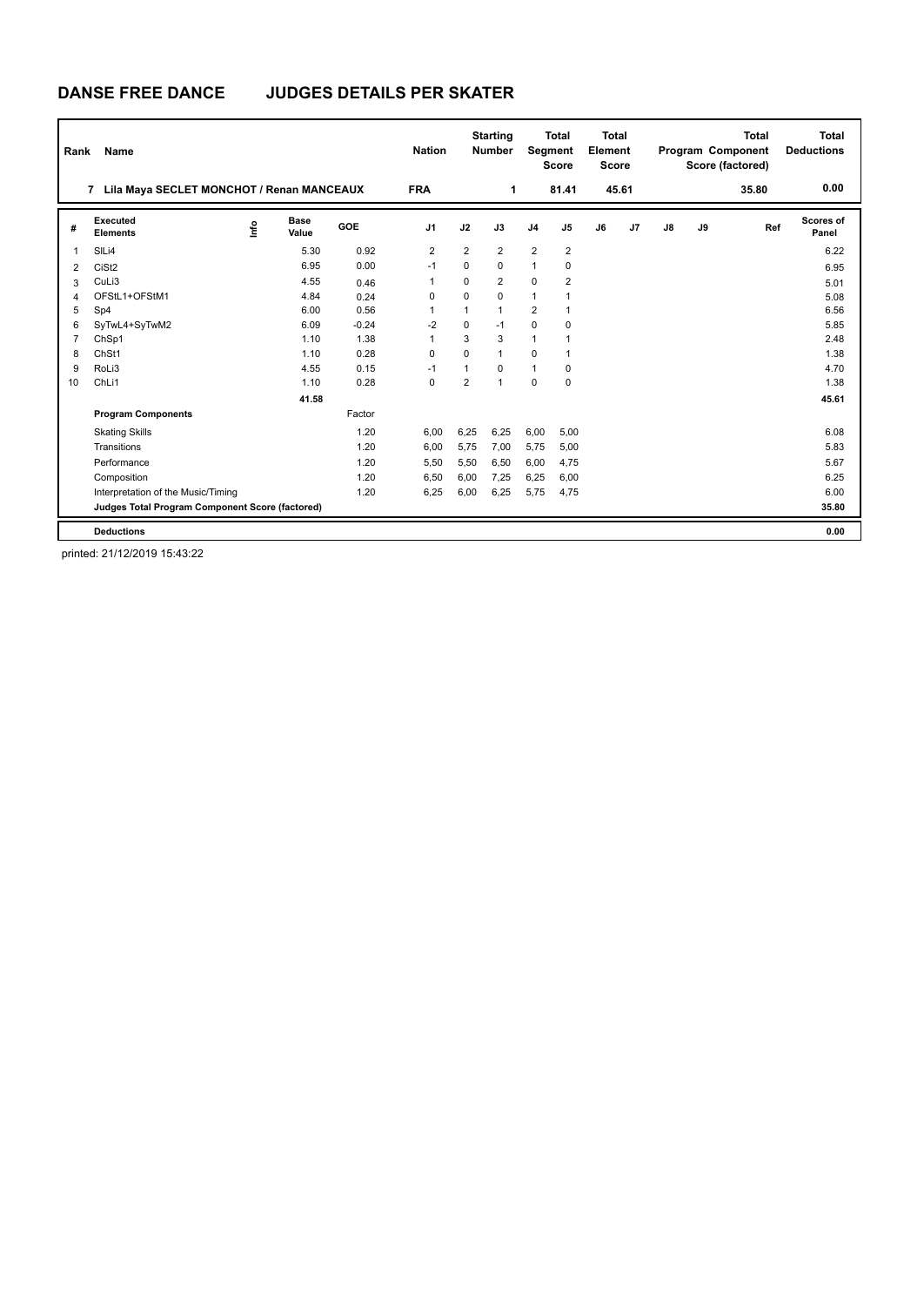# DANSE FREE DANCE JUDGES DETAILS PER SKATER

| Rank | Name | Nation | Starting Number | Total Segment Score | Total Element Score | Total Program Component Score (factored) | Total Deductions |
|---|---|---|---|---|---|---|---|
| 7 | Lila Maya SECLET MONCHOT / Renan MANCEAUX | FRA | 1 | 81.41 | 45.61 | 35.80 | 0.00 |

| # | Executed Elements | Info | Base Value | GOE | J1 | J2 | J3 | J4 | J5 | J6 | J7 | J8 | J9 | Ref | Scores of Panel |
|---|---|---|---|---|---|---|---|---|---|---|---|---|---|---|---|
| 1 | SlLi4 | | 5.30 | 0.92 | 2 | 2 | 2 | 2 | 2 | | | | | | 6.22 |
| 2 | CiSt2 | | 6.95 | 0.00 | -1 | 0 | 0 | 1 | 0 | | | | | | 6.95 |
| 3 | CuLi3 | | 4.55 | 0.46 | 1 | 0 | 2 | 0 | 2 | | | | | | 5.01 |
| 4 | OFStL1+OFStM1 | | 4.84 | 0.24 | 0 | 0 | 0 | 1 | 1 | | | | | | 5.08 |
| 5 | Sp4 | | 6.00 | 0.56 | 1 | 1 | 1 | 2 | 1 | | | | | | 6.56 |
| 6 | SyTwL4+SyTwM2 | | 6.09 | -0.24 | -2 | 0 | -1 | 0 | 0 | | | | | | 5.85 |
| 7 | ChSp1 | | 1.10 | 1.38 | 1 | 3 | 3 | 1 | 1 | | | | | | 2.48 |
| 8 | ChSt1 | | 1.10 | 0.28 | 0 | 0 | 1 | 0 | 1 | | | | | | 1.38 |
| 9 | RoLi3 | | 4.55 | 0.15 | -1 | 1 | 0 | 1 | 0 | | | | | | 4.70 |
| 10 | ChLi1 | | 1.10 | 0.28 | 0 | 2 | 1 | 0 | 0 | | | | | | 1.38 |
| | | | 41.58 | | | | | | | | | | | | 45.61 |
| | **Program Components** | | | Factor | | | | | | | | | | | |
| | Skating Skills | | | 1.20 | 6,00 | 6,25 | 6,25 | 6,00 | 5,00 | | | | | | 6.08 |
| | Transitions | | | 1.20 | 6,00 | 5,75 | 7,00 | 5,75 | 5,00 | | | | | | 5.83 |
| | Performance | | | 1.20 | 5,50 | 5,50 | 6,50 | 6,00 | 4,75 | | | | | | 5.67 |
| | Composition | | | 1.20 | 6,50 | 6,00 | 7,25 | 6,25 | 6,00 | | | | | | 6.25 |
| | Interpretation of the Music/Timing | | | 1.20 | 6,25 | 6,00 | 6,25 | 5,75 | 4,75 | | | | | | 6.00 |
| | **Judges Total Program Component Score (factored)** | | | | | | | | | | | | | | 35.80 |
| | **Deductions** | | | | | | | | | | | | | | 0.00 |

printed: 21/12/2019 15:43:22